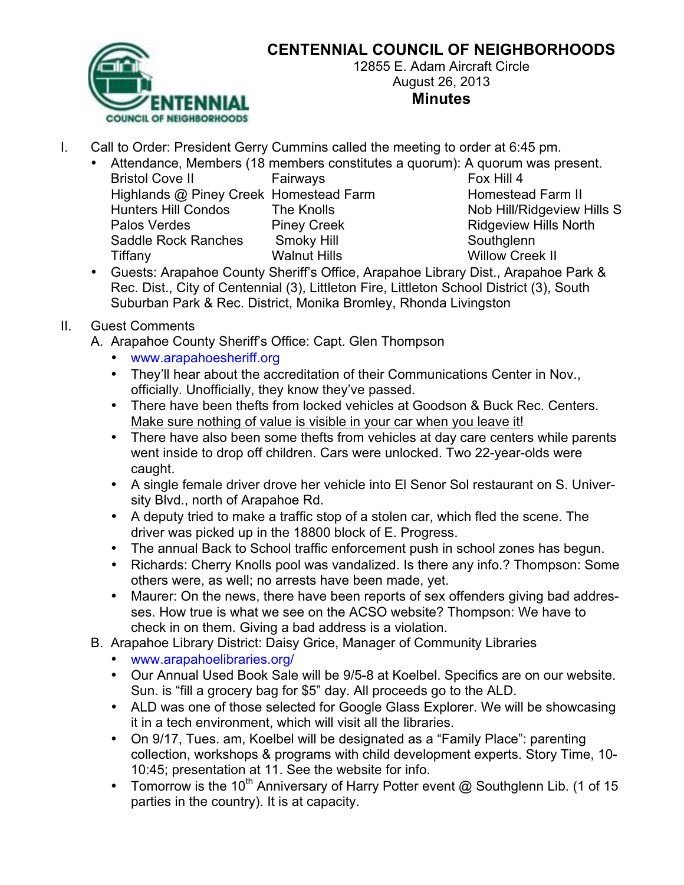# CENTENNIAL COUNCIL OF NEIGHBORHOODS

12855 E. Adam Aircraft Circle
August 26, 2013
**Minutes**

I. Call to Order: President Gerry Cummins called the meeting to order at 6:45 pm.
   - Attendance, Members (18 members constitutes a quorum): A quorum was present.

| | | |
|---|---|---|
| Bristol Cove II | Fairways | Fox Hill 4 |
| Highlands @ Piney Creek | Homestead Farm | Homestead Farm II |
| Hunters Hill Condos | The Knolls | Nob Hill/Ridgeview Hills S |
| Palos Verdes | Piney Creek | Ridgeview Hills North |
| Saddle Rock Ranches | Smoky Hill | Southglenn |
| Tiffany | Walnut Hills | Willow Creek II |

   - Guests: Arapahoe County Sheriff's Office, Arapahoe Library Dist., Arapahoe Park & Rec. Dist., City of Centennial (3), Littleton Fire, Littleton School District (3), South Suburban Park & Rec. District, Monika Bromley, Rhonda Livingston

II. Guest Comments
   A. Arapahoe County Sheriff's Office: Capt. Glen Thompson
      - www.arapahoesheriff.org
      - They'll hear about the accreditation of their Communications Center in Nov., officially. Unofficially, they know they've passed.
      - There have been thefts from locked vehicles at Goodson & Buck Rec. Centers. Make sure nothing of value is visible in your car when you leave it!
      - There have also been some thefts from vehicles at day care centers while parents went inside to drop off children. Cars were unlocked. Two 22-year-olds were caught.
      - A single female driver drove her vehicle into El Senor Sol restaurant on S. University Blvd., north of Arapahoe Rd.
      - A deputy tried to make a traffic stop of a stolen car, which fled the scene. The driver was picked up in the 18800 block of E. Progress.
      - The annual Back to School traffic enforcement push in school zones has begun.
      - Richards: Cherry Knolls pool was vandalized. Is there any info.? Thompson: Some others were, as well; no arrests have been made, yet.
      - Maurer: On the news, there have been reports of sex offenders giving bad addresses. How true is what we see on the ACSO website? Thompson: We have to check in on them. Giving a bad address is a violation.

   B. Arapahoe Library District: Daisy Grice, Manager of Community Libraries
      - www.arapahoelibraries.org/
      - Our Annual Used Book Sale will be 9/5-8 at Koelbel. Specifics are on our website. Sun. is "fill a grocery bag for $5" day. All proceeds go to the ALD.
      - ALD was one of those selected for Google Glass Explorer. We will be showcasing it in a tech environment, which will visit all the libraries.
      - On 9/17, Tues. am, Koelbel will be designated as a "Family Place": parenting collection, workshops & programs with child development experts. Story Time, 10-10:45; presentation at 11. See the website for info.
      - Tomorrow is the 10th Anniversary of Harry Potter event @ Southglenn Lib. (1 of 15 parties in the country). It is at capacity.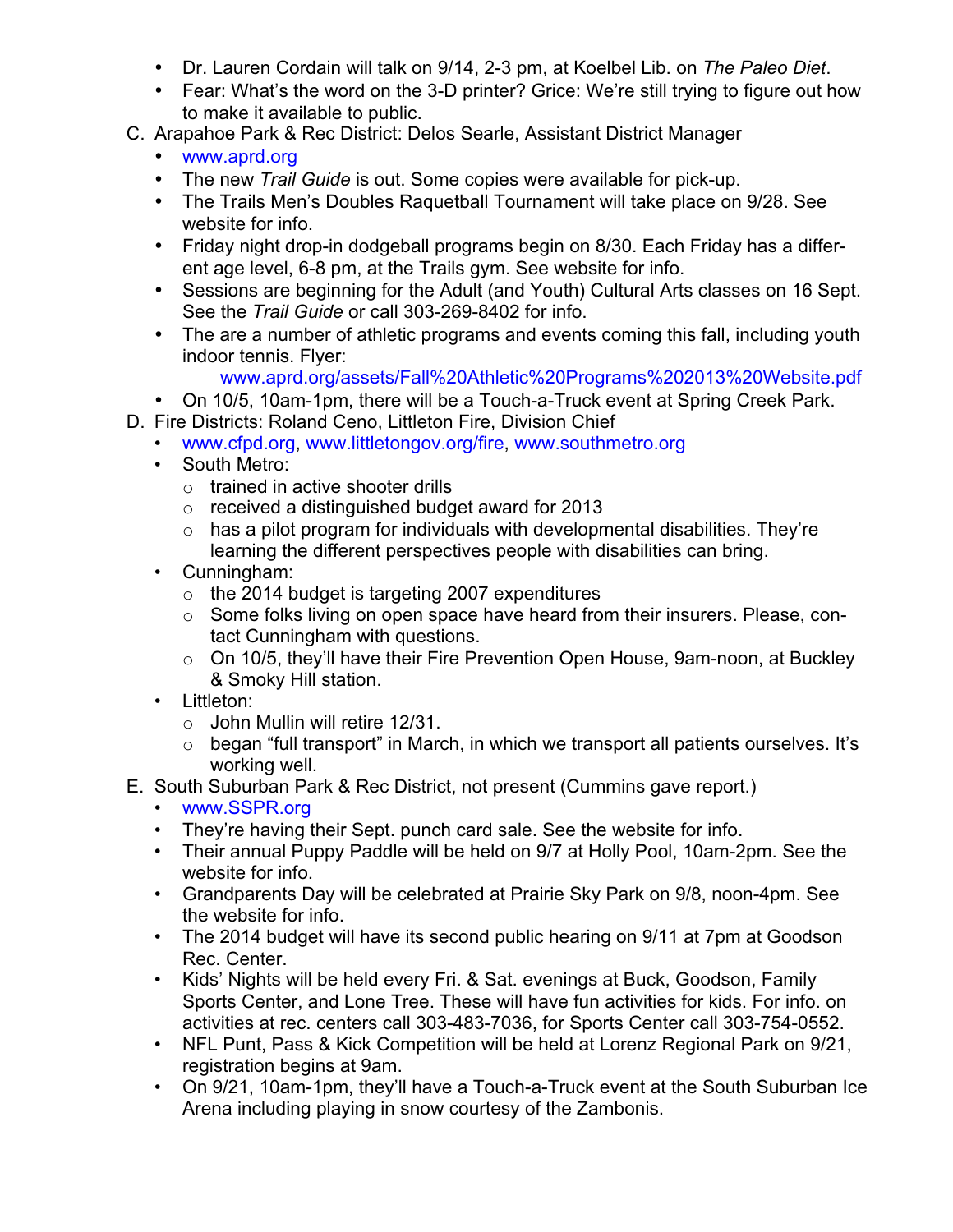- Dr. Lauren Cordain will talk on 9/14, 2-3 pm, at Koelbel Lib. on *The Paleo Diet*.
- Fear: What's the word on the 3-D printer? Grice: We're still trying to figure out how to make it available to public.

C. Arapahoe Park & Rec District: Delos Searle, Assistant District Manager
- www.aprd.org
- The new *Trail Guide* is out. Some copies were available for pick-up.
- The Trails Men's Doubles Raquetball Tournament will take place on 9/28. See website for info.
- Friday night drop-in dodgeball programs begin on 8/30. Each Friday has a different age level, 6-8 pm, at the Trails gym. See website for info.
- Sessions are beginning for the Adult (and Youth) Cultural Arts classes on 16 Sept. See the *Trail Guide* or call 303-269-8402 for info.
- The are a number of athletic programs and events coming this fall, including youth indoor tennis. Flyer:
  www.aprd.org/assets/Fall%20Athletic%20Programs%202013%20Website.pdf
- On 10/5, 10am-1pm, there will be a Touch-a-Truck event at Spring Creek Park.

D. Fire Districts: Roland Ceno, Littleton Fire, Division Chief
- www.cfpd.org, www.littletongov.org/fire, www.southmetro.org
- South Metro:
  - trained in active shooter drills
  - received a distinguished budget award for 2013
  - has a pilot program for individuals with developmental disabilities. They're learning the different perspectives people with disabilities can bring.
- Cunningham:
  - the 2014 budget is targeting 2007 expenditures
  - Some folks living on open space have heard from their insurers. Please, contact Cunningham with questions.
  - On 10/5, they'll have their Fire Prevention Open House, 9am-noon, at Buckley & Smoky Hill station.
- Littleton:
  - John Mullin will retire 12/31.
  - began "full transport" in March, in which we transport all patients ourselves. It's working well.

E. South Suburban Park & Rec District, not present (Cummins gave report.)
- www.SSPR.org
- They're having their Sept. punch card sale. See the website for info.
- Their annual Puppy Paddle will be held on 9/7 at Holly Pool, 10am-2pm. See the website for info.
- Grandparents Day will be celebrated at Prairie Sky Park on 9/8, noon-4pm. See the website for info.
- The 2014 budget will have its second public hearing on 9/11 at 7pm at Goodson Rec. Center.
- Kids' Nights will be held every Fri. & Sat. evenings at Buck, Goodson, Family Sports Center, and Lone Tree. These will have fun activities for kids. For info. on activities at rec. centers call 303-483-7036, for Sports Center call 303-754-0552.
- NFL Punt, Pass & Kick Competition will be held at Lorenz Regional Park on 9/21, registration begins at 9am.
- On 9/21, 10am-1pm, they'll have a Touch-a-Truck event at the South Suburban Ice Arena including playing in snow courtesy of the Zambonis.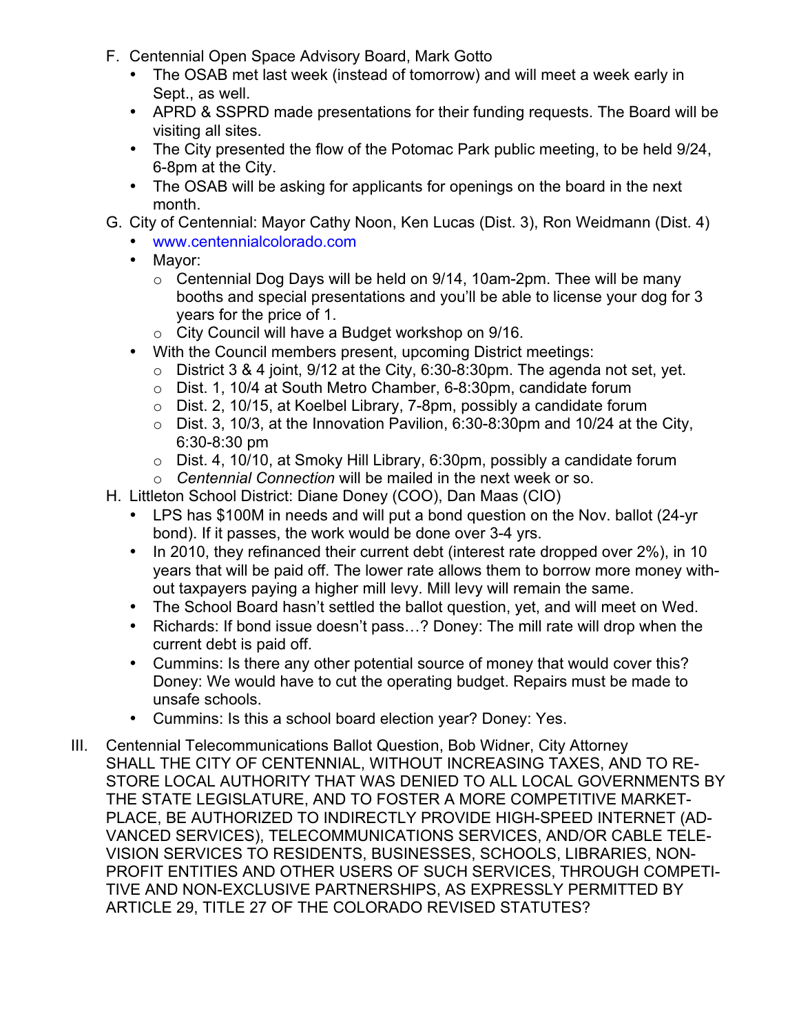F. Centennial Open Space Advisory Board, Mark Gotto
   - The OSAB met last week (instead of tomorrow) and will meet a week early in Sept., as well.
   - APRD & SSPRD made presentations for their funding requests. The Board will be visiting all sites.
   - The City presented the flow of the Potomac Park public meeting, to be held 9/24, 6-8pm at the City.
   - The OSAB will be asking for applicants for openings on the board in the next month.

G. City of Centennial: Mayor Cathy Noon, Ken Lucas (Dist. 3), Ron Weidmann (Dist. 4)
   - www.centennialcolorado.com
   - Mayor:
     - Centennial Dog Days will be held on 9/14, 10am-2pm. Thee will be many booths and special presentations and you'll be able to license your dog for 3 years for the price of 1.
     - City Council will have a Budget workshop on 9/16.
   - With the Council members present, upcoming District meetings:
     - District 3 & 4 joint, 9/12 at the City, 6:30-8:30pm. The agenda not set, yet.
     - Dist. 1, 10/4 at South Metro Chamber, 6-8:30pm, candidate forum
     - Dist. 2, 10/15, at Koelbel Library, 7-8pm, possibly a candidate forum
     - Dist. 3, 10/3, at the Innovation Pavilion, 6:30-8:30pm and 10/24 at the City, 6:30-8:30 pm
     - Dist. 4, 10/10, at Smoky Hill Library, 6:30pm, possibly a candidate forum
     - *Centennial Connection* will be mailed in the next week or so.

H. Littleton School District: Diane Doney (COO), Dan Maas (CIO)
   - LPS has $100M in needs and will put a bond question on the Nov. ballot (24-yr bond). If it passes, the work would be done over 3-4 yrs.
   - In 2010, they refinanced their current debt (interest rate dropped over 2%), in 10 years that will be paid off. The lower rate allows them to borrow more money without taxpayers paying a higher mill levy. Mill levy will remain the same.
   - The School Board hasn't settled the ballot question, yet, and will meet on Wed.
   - Richards: If bond issue doesn't pass…? Doney: The mill rate will drop when the current debt is paid off.
   - Cummins: Is there any other potential source of money that would cover this? Doney: We would have to cut the operating budget. Repairs must be made to unsafe schools.
   - Cummins: Is this a school board election year? Doney: Yes.

III. Centennial Telecommunications Ballot Question, Bob Widner, City Attorney

SHALL THE CITY OF CENTENNIAL, WITHOUT INCREASING TAXES, AND TO RESTORE LOCAL AUTHORITY THAT WAS DENIED TO ALL LOCAL GOVERNMENTS BY THE STATE LEGISLATURE, AND TO FOSTER A MORE COMPETITIVE MARKETPLACE, BE AUTHORIZED TO INDIRECTLY PROVIDE HIGH-SPEED INTERNET (ADVANCED SERVICES), TELECOMMUNICATIONS SERVICES, AND/OR CABLE TELEVISION SERVICES TO RESIDENTS, BUSINESSES, SCHOOLS, LIBRARIES, NON-PROFIT ENTITIES AND OTHER USERS OF SUCH SERVICES, THROUGH COMPETITIVE AND NON-EXCLUSIVE PARTNERSHIPS, AS EXPRESSLY PERMITTED BY ARTICLE 29, TITLE 27 OF THE COLORADO REVISED STATUTES?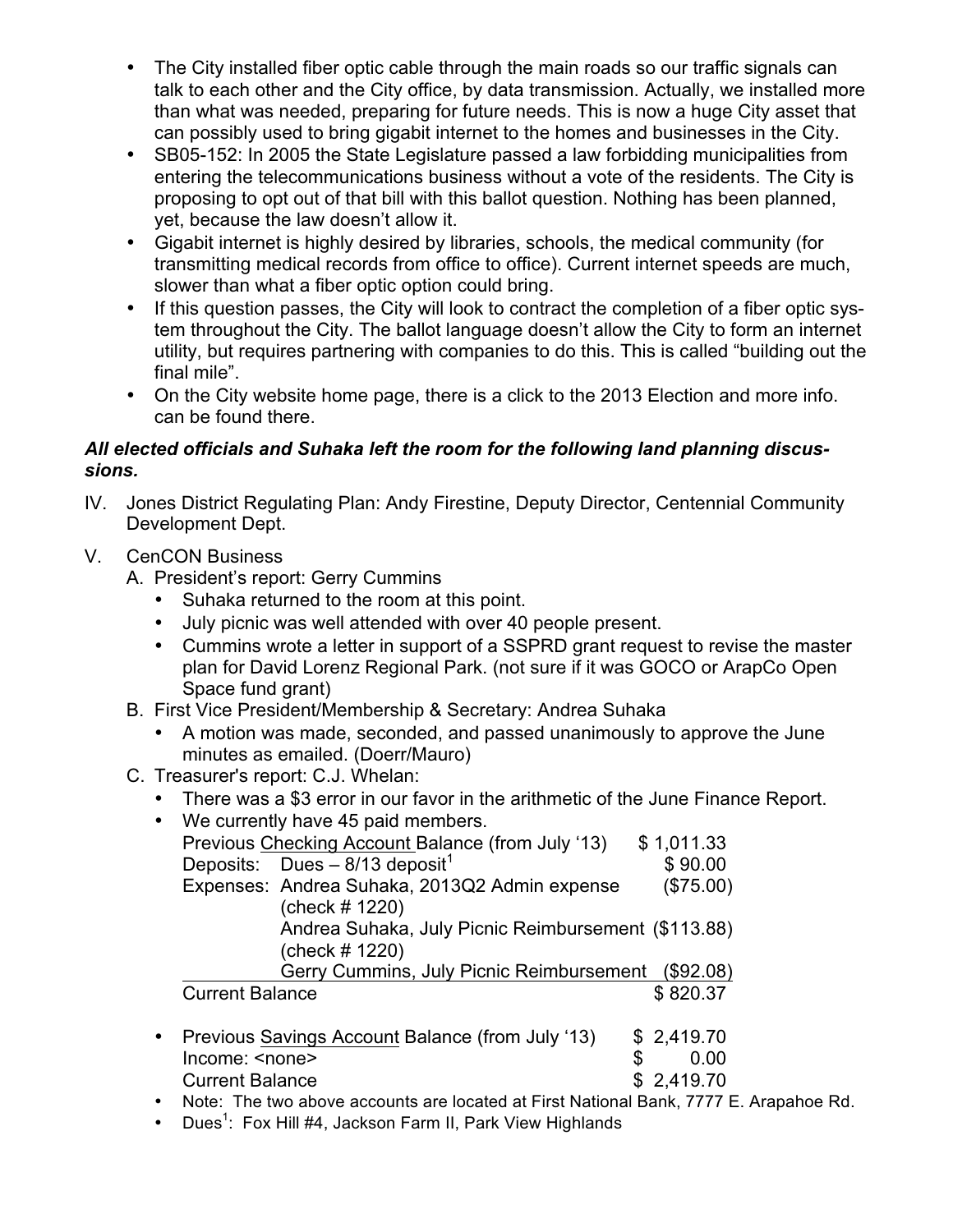- The City installed fiber optic cable through the main roads so our traffic signals can talk to each other and the City office, by data transmission. Actually, we installed more than what was needed, preparing for future needs. This is now a huge City asset that can possibly used to bring gigabit internet to the homes and businesses in the City.
- SB05-152: In 2005 the State Legislature passed a law forbidding municipalities from entering the telecommunications business without a vote of the residents. The City is proposing to opt out of that bill with this ballot question. Nothing has been planned, yet, because the law doesn't allow it.
- Gigabit internet is highly desired by libraries, schools, the medical community (for transmitting medical records from office to office). Current internet speeds are much, slower than what a fiber optic option could bring.
- If this question passes, the City will look to contract the completion of a fiber optic system throughout the City. The ballot language doesn't allow the City to form an internet utility, but requires partnering with companies to do this. This is called "building out the final mile".
- On the City website home page, there is a click to the 2013 Election and more info. can be found there.

***All elected officials and Suhaka left the room for the following land planning discussions.***

IV. Jones District Regulating Plan: Andy Firestine, Deputy Director, Centennial Community Development Dept.

V. CenCON Business
   A. President's report: Gerry Cummins
      - Suhaka returned to the room at this point.
      - July picnic was well attended with over 40 people present.
      - Cummins wrote a letter in support of a SSPRD grant request to revise the master plan for David Lorenz Regional Park. (not sure if it was GOCO or ArapCo Open Space fund grant)
   B. First Vice President/Membership & Secretary: Andrea Suhaka
      - A motion was made, seconded, and passed unanimously to approve the June minutes as emailed. (Doerr/Mauro)
   C. Treasurer's report: C.J. Whelan:
      - There was a $3 error in our favor in the arithmetic of the June Finance Report.
      - We currently have 45 paid members.

| | | |
|---|---|---|
| Previous Checking Account Balance (from July '13) | | $ 1,011.33 |
| Deposits: | Dues – 8/13 deposit[1] | $ 90.00 |
| Expenses: | Andrea Suhaka, 2013Q2 Admin expense (check # 1220) | ($75.00) |
| | Andrea Suhaka, July Picnic Reimbursement (check # 1220) | ($113.88) |
| | Gerry Cummins, July Picnic Reimbursement | ($92.08) |
| Current Balance | | $ 820.37 |

| | |
|---|---|
| Previous Savings Account Balance (from July '13) | $ 2,419.70 |
| Income: <none> | $ 0.00 |
| Current Balance | $ 2,419.70 |

- Note: The two above accounts are located at First National Bank, 7777 E. Arapahoe Rd.
- Dues[1]: Fox Hill #4, Jackson Farm II, Park View Highlands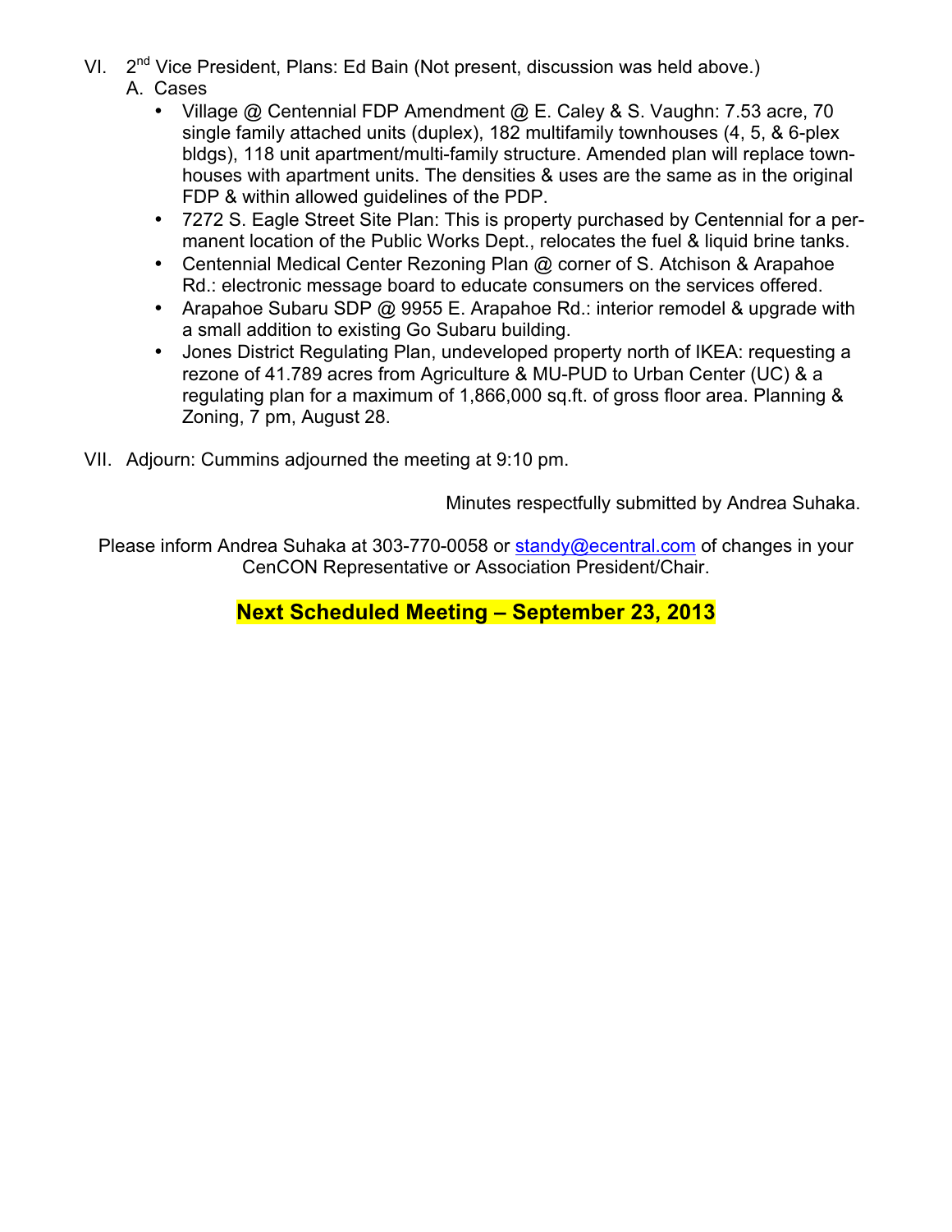VI. 2nd Vice President, Plans: Ed Bain (Not present, discussion was held above.)

A. Cases

- Village @ Centennial FDP Amendment @ E. Caley & S. Vaughn: 7.53 acre, 70 single family attached units (duplex), 182 multifamily townhouses (4, 5, & 6-plex bldgs), 118 unit apartment/multi-family structure. Amended plan will replace townhouses with apartment units. The densities & uses are the same as in the original FDP & within allowed guidelines of the PDP.
- 7272 S. Eagle Street Site Plan: This is property purchased by Centennial for a permanent location of the Public Works Dept., relocates the fuel & liquid brine tanks.
- Centennial Medical Center Rezoning Plan @ corner of S. Atchison & Arapahoe Rd.: electronic message board to educate consumers on the services offered.
- Arapahoe Subaru SDP @ 9955 E. Arapahoe Rd.: interior remodel & upgrade with a small addition to existing Go Subaru building.
- Jones District Regulating Plan, undeveloped property north of IKEA: requesting a rezone of 41.789 acres from Agriculture & MU-PUD to Urban Center (UC) & a regulating plan for a maximum of 1,866,000 sq.ft. of gross floor area. Planning & Zoning, 7 pm, August 28.

VII. Adjourn: Cummins adjourned the meeting at 9:10 pm.

Minutes respectfully submitted by Andrea Suhaka.

Please inform Andrea Suhaka at 303-770-0058 or standy@ecentral.com of changes in your CenCON Representative or Association President/Chair.

**Next Scheduled Meeting – September 23, 2013**